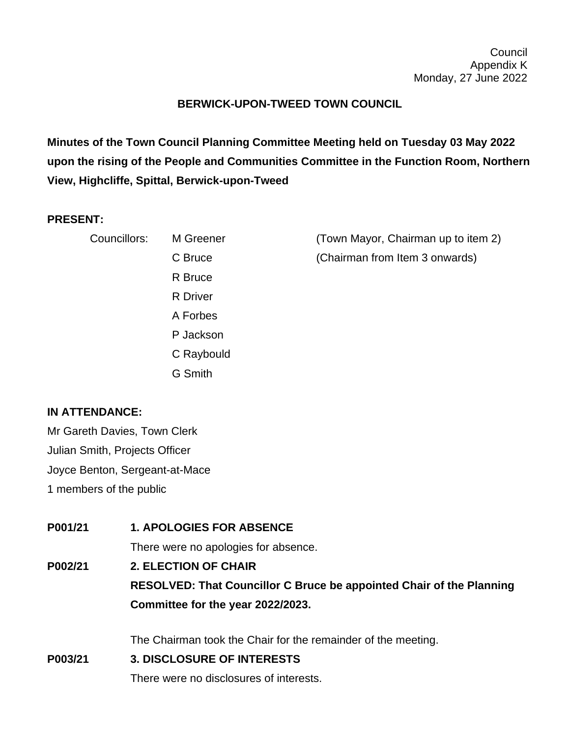Council
Appendix K
Monday, 27 June 2022

# BERWICK-UPON-TWEED TOWN COUNCIL

**Minutes of the Town Council Planning Committee Meeting held on Tuesday 03 May 2022 upon the rising of the People and Communities Committee in the Function Room, Northern View, Highcliffe, Spittal, Berwick-upon-Tweed**

**PRESENT:**

Councillors:
- M Greener (Town Mayor, Chairman up to item 2)
- C Bruce (Chairman from Item 3 onwards)
- R Bruce
- R Driver
- A Forbes
- P Jackson
- C Raybould
- G Smith

**IN ATTENDANCE:**

Mr Gareth Davies, Town Clerk
Julian Smith, Projects Officer
Joyce Benton, Sergeant-at-Mace
1 members of the public

**P001/21 1. APOLOGIES FOR ABSENCE**

There were no apologies for absence.

**P002/21 2. ELECTION OF CHAIR**

**RESOLVED: That Councillor C Bruce be appointed Chair of the Planning Committee for the year 2022/2023.**

The Chairman took the Chair for the remainder of the meeting.

**P003/21 3. DISCLOSURE OF INTERESTS**

There were no disclosures of interests.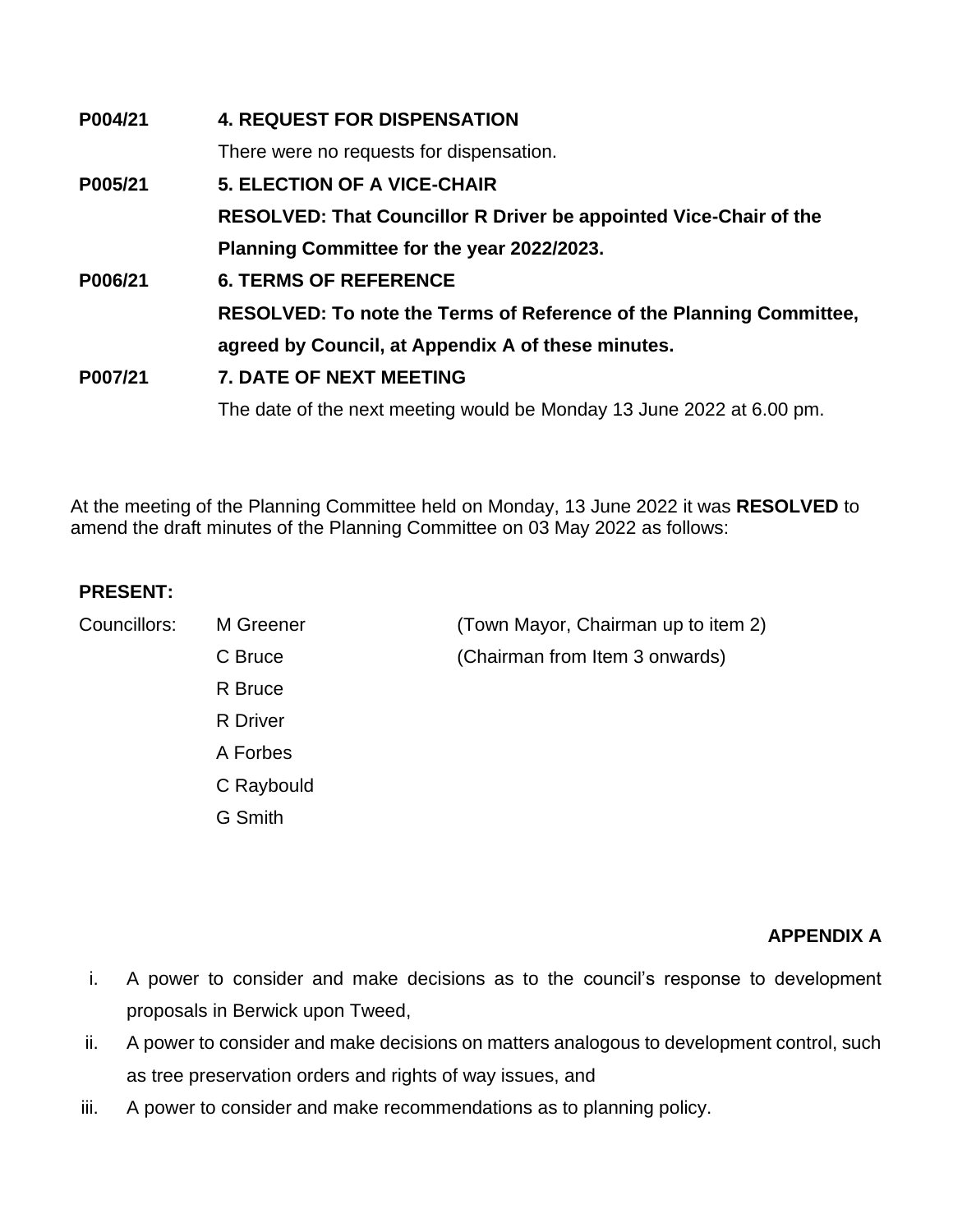| | | |
|---|---|---|
| **P004/21** | **4. REQUEST FOR DISPENSATION** | |
| | There were no requests for dispensation. | |
| **P005/21** | **5. ELECTION OF A VICE-CHAIR** | |
| | **RESOLVED: That Councillor R Driver be appointed Vice-Chair of the Planning Committee for the year 2022/2023.** | |
| **P006/21** | **6. TERMS OF REFERENCE** | |
| | **RESOLVED: To note the Terms of Reference of the Planning Committee, agreed by Council, at Appendix A of these minutes.** | |
| **P007/21** | **7. DATE OF NEXT MEETING** | |
| | The date of the next meeting would be Monday 13 June 2022 at 6.00 pm. | |

At the meeting of the Planning Committee held on Monday, 13 June 2022 it was **RESOLVED** to amend the draft minutes of the Planning Committee on 03 May 2022 as follows:

**PRESENT:**

| | | |
|---|---|---|
| Councillors: | M Greener | (Town Mayor, Chairman up to item 2) |
| | C Bruce | (Chairman from Item 3 onwards) |
| | R Bruce | |
| | R Driver | |
| | A Forbes | |
| | C Raybould | |
| | G Smith | |

**APPENDIX A**

i. A power to consider and make decisions as to the council's response to development proposals in Berwick upon Tweed,

ii. A power to consider and make decisions on matters analogous to development control, such as tree preservation orders and rights of way issues, and

iii. A power to consider and make recommendations as to planning policy.